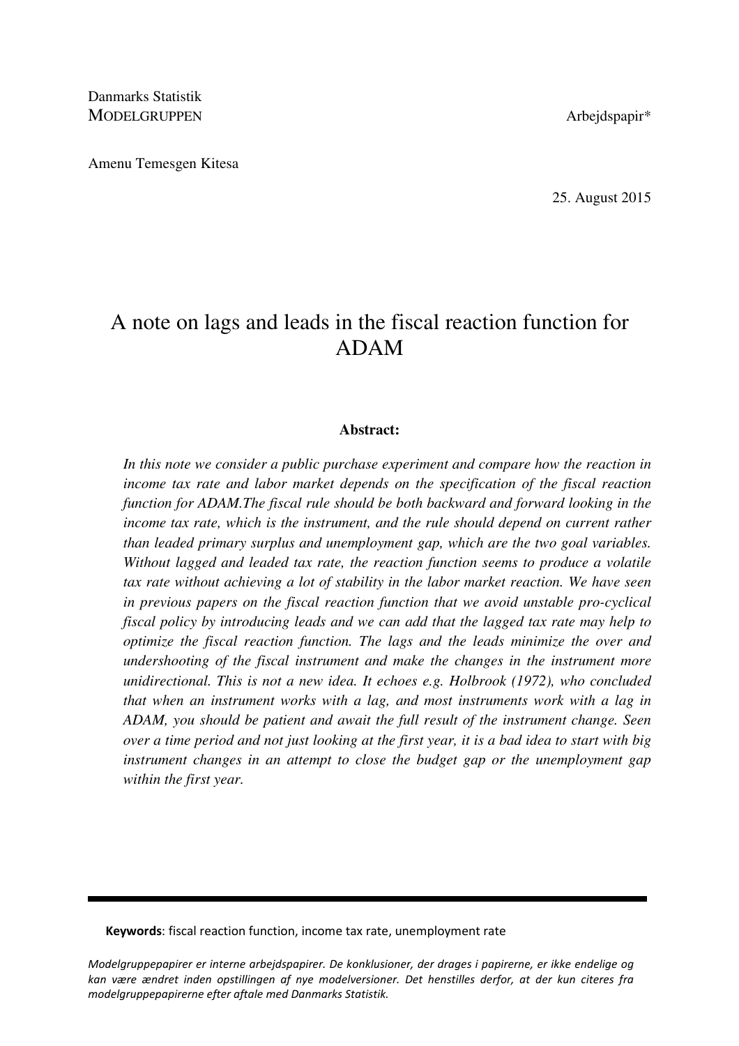Danmarks Statistik
MODELGRUPPEN

Arbejdspapir*

Amenu Temesgen Kitesa

25. August 2015

# A note on lags and leads in the fiscal reaction function for ADAM

**Abstract:**

*In this note we consider a public purchase experiment and compare how the reaction in income tax rate and labor market depends on the specification of the fiscal reaction function for ADAM.The fiscal rule should be both backward and forward looking in the income tax rate, which is the instrument, and the rule should depend on current rather than leaded primary surplus and unemployment gap, which are the two goal variables. Without lagged and leaded tax rate, the reaction function seems to produce a volatile tax rate without achieving a lot of stability in the labor market reaction. We have seen in previous papers on the fiscal reaction function that we avoid unstable pro-cyclical fiscal policy by introducing leads and we can add that the lagged tax rate may help to optimize the fiscal reaction function. The lags and the leads minimize the over and undershooting of the fiscal instrument and make the changes in the instrument more unidirectional. This is not a new idea. It echoes e.g. Holbrook (1972), who concluded that when an instrument works with a lag, and most instruments work with a lag in ADAM, you should be patient and await the full result of the instrument change. Seen over a time period and not just looking at the first year, it is a bad idea to start with big instrument changes in an attempt to close the budget gap or the unemployment gap within the first year.*

---

**Keywords**: fiscal reaction function, income tax rate, unemployment rate

*Modelgruppepapirer er interne arbejdspapirer. De konklusioner, der drages i papirerne, er ikke endelige og kan være ændret inden opstillingen af nye modelversioner. Det henstilles derfor, at der kun citeres fra modelgruppepapirerne efter aftale med Danmarks Statistik.*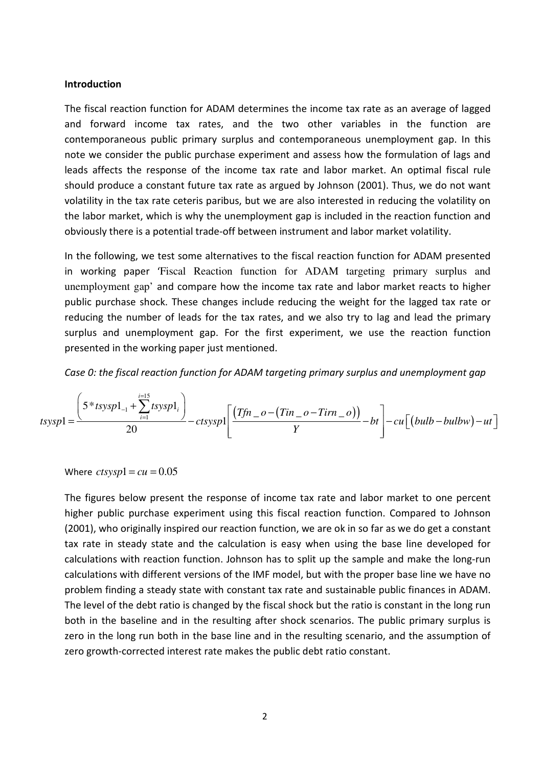## Introduction

The fiscal reaction function for ADAM determines the income tax rate as an average of lagged and forward income tax rates, and the two other variables in the function are contemporaneous public primary surplus and contemporaneous unemployment gap. In this note we consider the public purchase experiment and assess how the formulation of lags and leads affects the response of the income tax rate and labor market. An optimal fiscal rule should produce a constant future tax rate as argued by Johnson (2001). Thus, we do not want volatility in the tax rate ceteris paribus, but we are also interested in reducing the volatility on the labor market, which is why the unemployment gap is included in the reaction function and obviously there is a potential trade-off between instrument and labor market volatility.

In the following, we test some alternatives to the fiscal reaction function for ADAM presented in working paper 'Fiscal Reaction function for ADAM targeting primary surplus and unemployment gap' and compare how the income tax rate and labor market reacts to higher public purchase shock. These changes include reducing the weight for the lagged tax rate or reducing the number of leads for the tax rates, and we also try to lag and lead the primary surplus and unemployment gap. For the first experiment, we use the reaction function presented in the working paper just mentioned.

*Case 0: the fiscal reaction function for ADAM targeting primary surplus and unemployment gap*

$$tsysp1 = \frac{\left(5 * tsysp1_{-1} + \sum_{i=1}^{i=15} tsysp1_{i}\right)}{20} - ctsysp1\left[\frac{\left(Tfn\_o - \left(Tin\_o - Tirn\_o\right)\right)}{Y} - bt\right] - cu\left[\left(bulb - bulbw\right) - ut\right]$$

Where $ctsysp1 = cu = 0.05$

The figures below present the response of income tax rate and labor market to one percent higher public purchase experiment using this fiscal reaction function. Compared to Johnson (2001), who originally inspired our reaction function, we are ok in so far as we do get a constant tax rate in steady state and the calculation is easy when using the base line developed for calculations with reaction function. Johnson has to split up the sample and make the long-run calculations with different versions of the IMF model, but with the proper base line we have no problem finding a steady state with constant tax rate and sustainable public finances in ADAM. The level of the debt ratio is changed by the fiscal shock but the ratio is constant in the long run both in the baseline and in the resulting after shock scenarios. The public primary surplus is zero in the long run both in the base line and in the resulting scenario, and the assumption of zero growth-corrected interest rate makes the public debt ratio constant.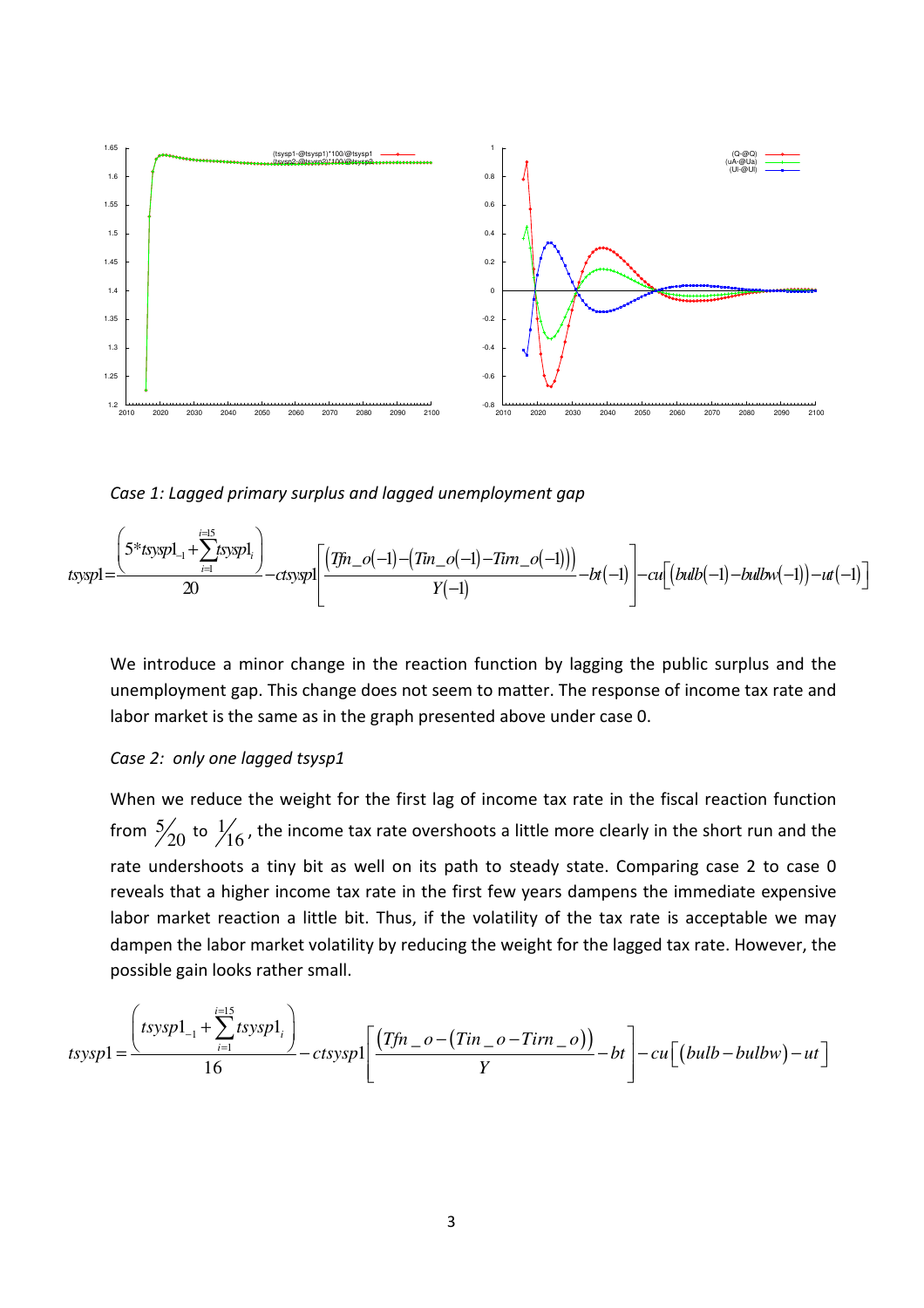*Case 1: Lagged primary surplus and lagged unemployment gap*

$$tsysp1=\frac{\left(5*tsysp1_{-1}+\sum_{i=1}^{i=15}tsysp1_{i}\right)}{20}-ctsysp1\left[\frac{\left(Tfn\_o(-1)-\left(Tin\_o(-1)-Tirn\_o(-1)\right)\right)}{Y(-1)}-bt(-1)\right]-cu\left[\left(bulb(-1)-bulbw(-1)\right)-ut(-1)\right]$$

We introduce a minor change in the reaction function by lagging the public surplus and the unemployment gap. This change does not seem to matter. The response of income tax rate and labor market is the same as in the graph presented above under case 0.

*Case 2: only one lagged tsysp1*

When we reduce the weight for the first lag of income tax rate in the fiscal reaction function from $5/20$ to $1/16$, the income tax rate overshoots a little more clearly in the short run and the rate undershoots a tiny bit as well on its path to steady state. Comparing case 2 to case 0 reveals that a higher income tax rate in the first few years dampens the immediate expensive labor market reaction a little bit. Thus, if the volatility of the tax rate is acceptable we may dampen the labor market volatility by reducing the weight for the lagged tax rate. However, the possible gain looks rather small.

$$tsysp1=\frac{\left(tsysp1_{-1}+\sum_{i=1}^{i=15}tsysp1_{i}\right)}{16}-ctsysp1\left[\frac{\left(Tfn\_o-\left(Tin\_o-Tirn\_o\right)\right)}{Y}-bt\right]-cu\left[\left(bulb-bulbw\right)-ut\right]$$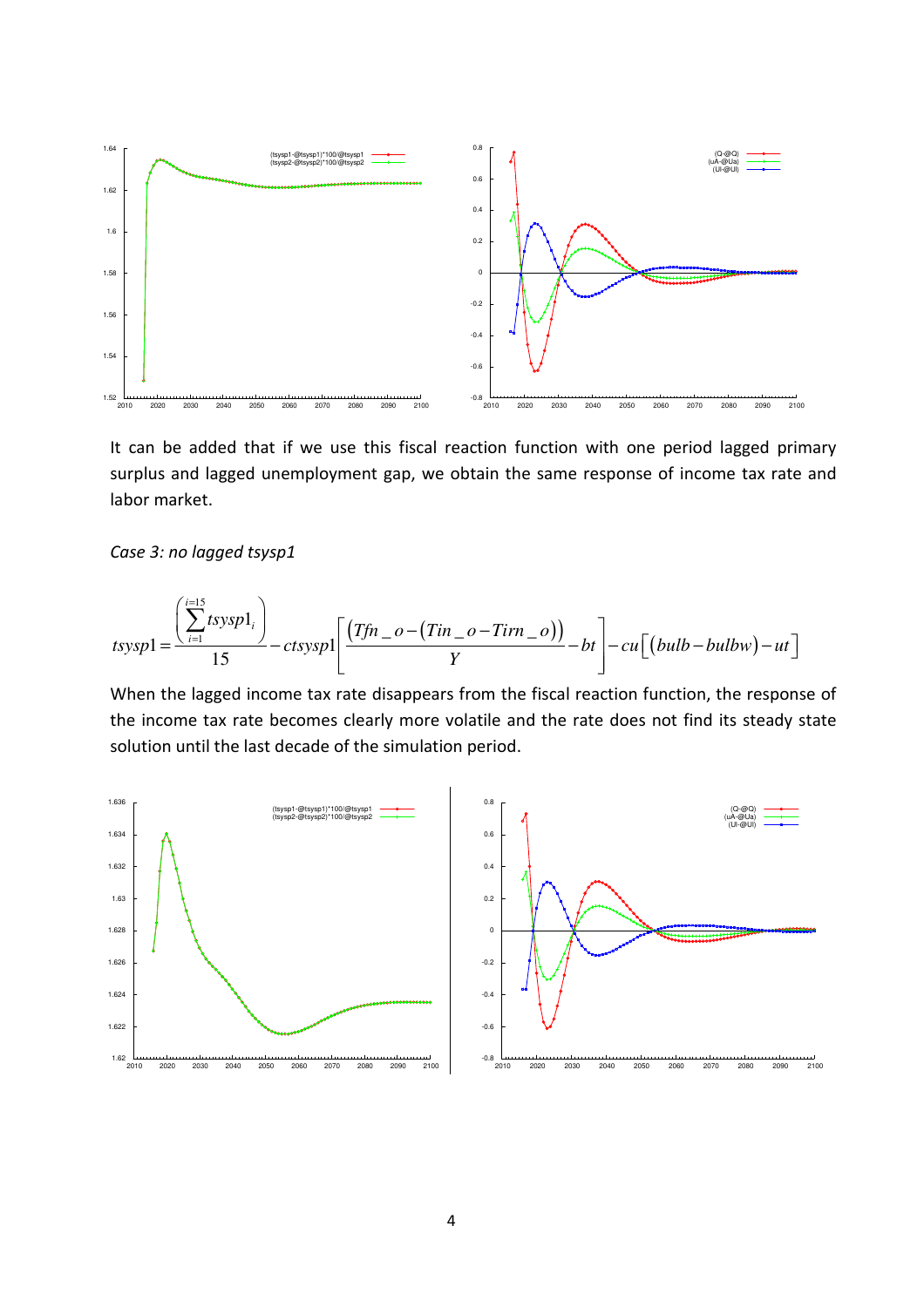It can be added that if we use this fiscal reaction function with one period lagged primary surplus and lagged unemployment gap, we obtain the same response of income tax rate and labor market.

*Case 3: no lagged tsysp1*

$$tsysp1 = \frac{\left(\sum_{i=1}^{i=15} tsysp1_i\right)}{15} - ctsysp1\left[\frac{\left(Tfn\_o - \left(Tin\_o - Tirn\_o\right)\right)}{Y} - bt\right] - cu\left[\left(bulb - bulbw\right) - ut\right]$$

When the lagged income tax rate disappears from the fiscal reaction function, the response of the income tax rate becomes clearly more volatile and the rate does not find its steady state solution until the last decade of the simulation period.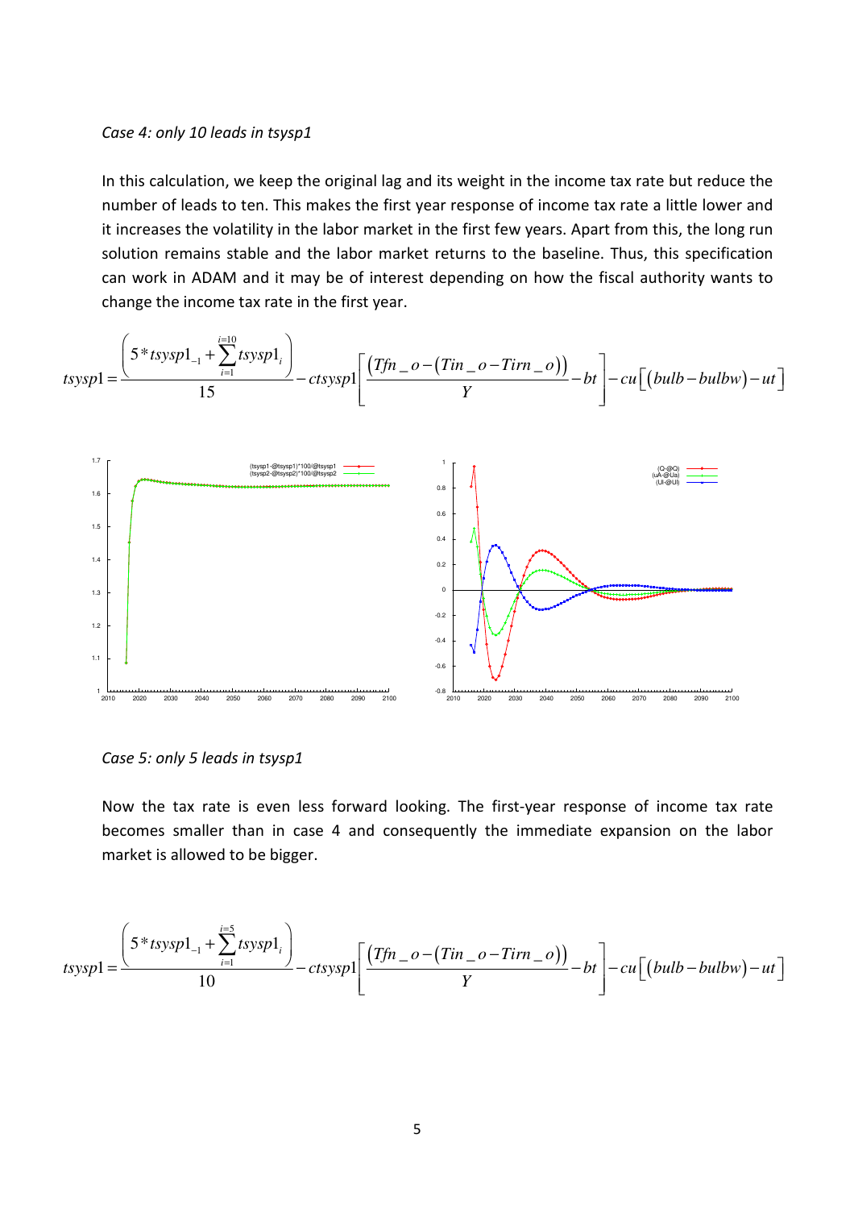*Case 4: only 10 leads in tsysp1*

In this calculation, we keep the original lag and its weight in the income tax rate but reduce the number of leads to ten. This makes the first year response of income tax rate a little lower and it increases the volatility in the labor market in the first few years. Apart from this, the long run solution remains stable and the labor market returns to the baseline. Thus, this specification can work in ADAM and it may be of interest depending on how the fiscal authority wants to change the income tax rate in the first year.

$$tsysp1 = \frac{\left(5 * tsysp1_{-1} + \sum_{i=1}^{i=10} tsysp1_{i}\right)}{15} - ctsysp1\left[\frac{\left(Tfn\_o - \left(Tin\_o - Tirn\_o\right)\right)}{Y} - bt\right] - cu\left[\left(bulb - bulbw\right) - ut\right]$$

*Case 5: only 5 leads in tsysp1*

Now the tax rate is even less forward looking. The first-year response of income tax rate becomes smaller than in case 4 and consequently the immediate expansion on the labor market is allowed to be bigger.

$$tsysp1 = \frac{\left(5 * tsysp1_{-1} + \sum_{i=1}^{i=5} tsysp1_{i}\right)}{10} - ctsysp1\left[\frac{\left(Tfn\_o - \left(Tin\_o - Tirn\_o\right)\right)}{Y} - bt\right] - cu\left[\left(bulb - bulbw\right) - ut\right]$$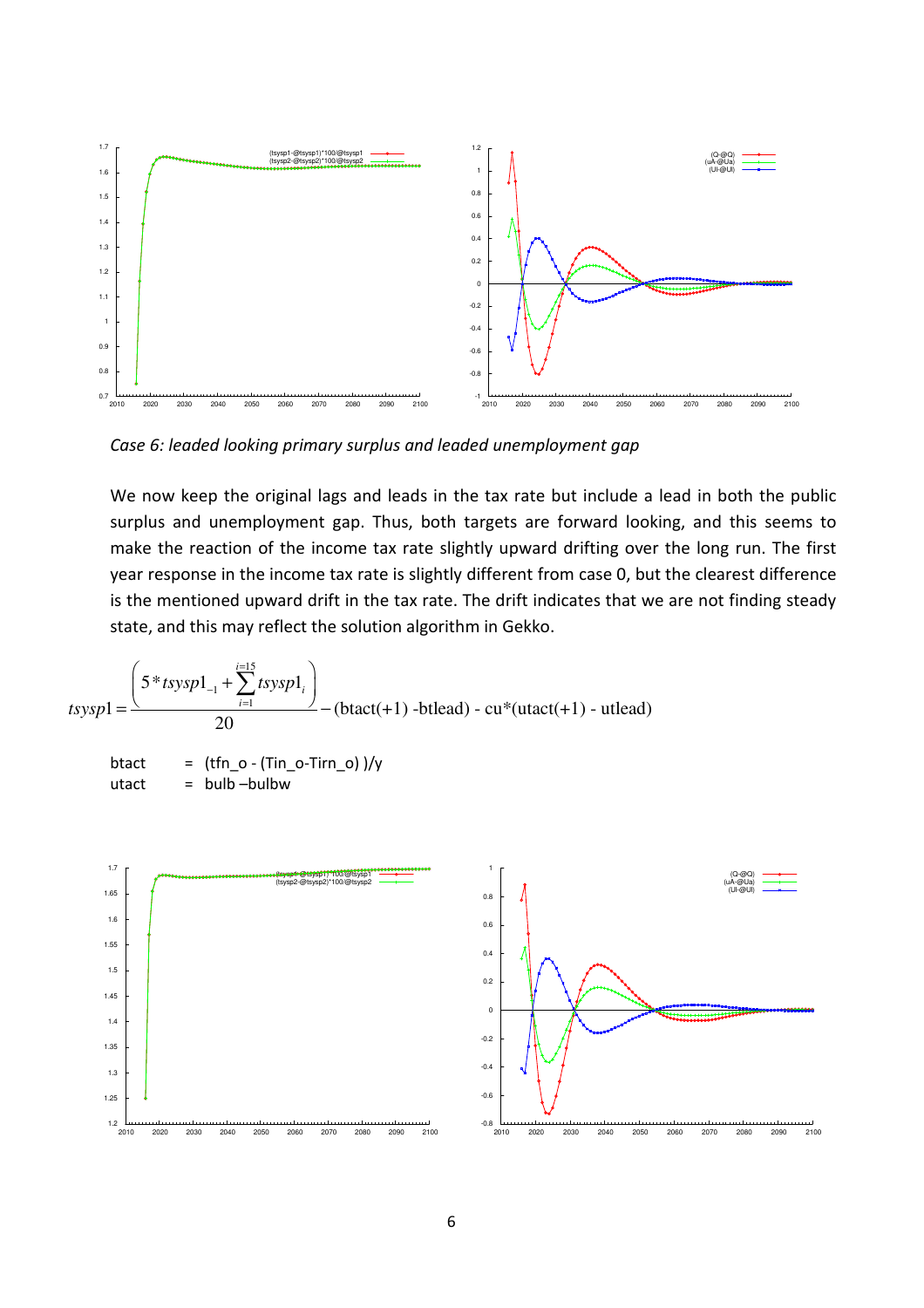*Case 6: leaded looking primary surplus and leaded unemployment gap*

We now keep the original lags and leads in the tax rate but include a lead in both the public surplus and unemployment gap. Thus, both targets are forward looking, and this seems to make the reaction of the income tax rate slightly upward drifting over the long run. The first year response in the income tax rate is slightly different from case 0, but the clearest difference is the mentioned upward drift in the tax rate. The drift indicates that we are not finding steady state, and this may reflect the solution algorithm in Gekko.

$$tsysp1 = \frac{\left(5 * tsysp1_{-1} + \sum_{i=1}^{i=15} tsysp1_{i}\right)}{20} - \text{(btact(+1) -btlead) - cu*(utact(+1) - utlead)}$$

btact = (tfn_o - (Tin_o-Tirn_o) )/y
utact = bulb –bulbw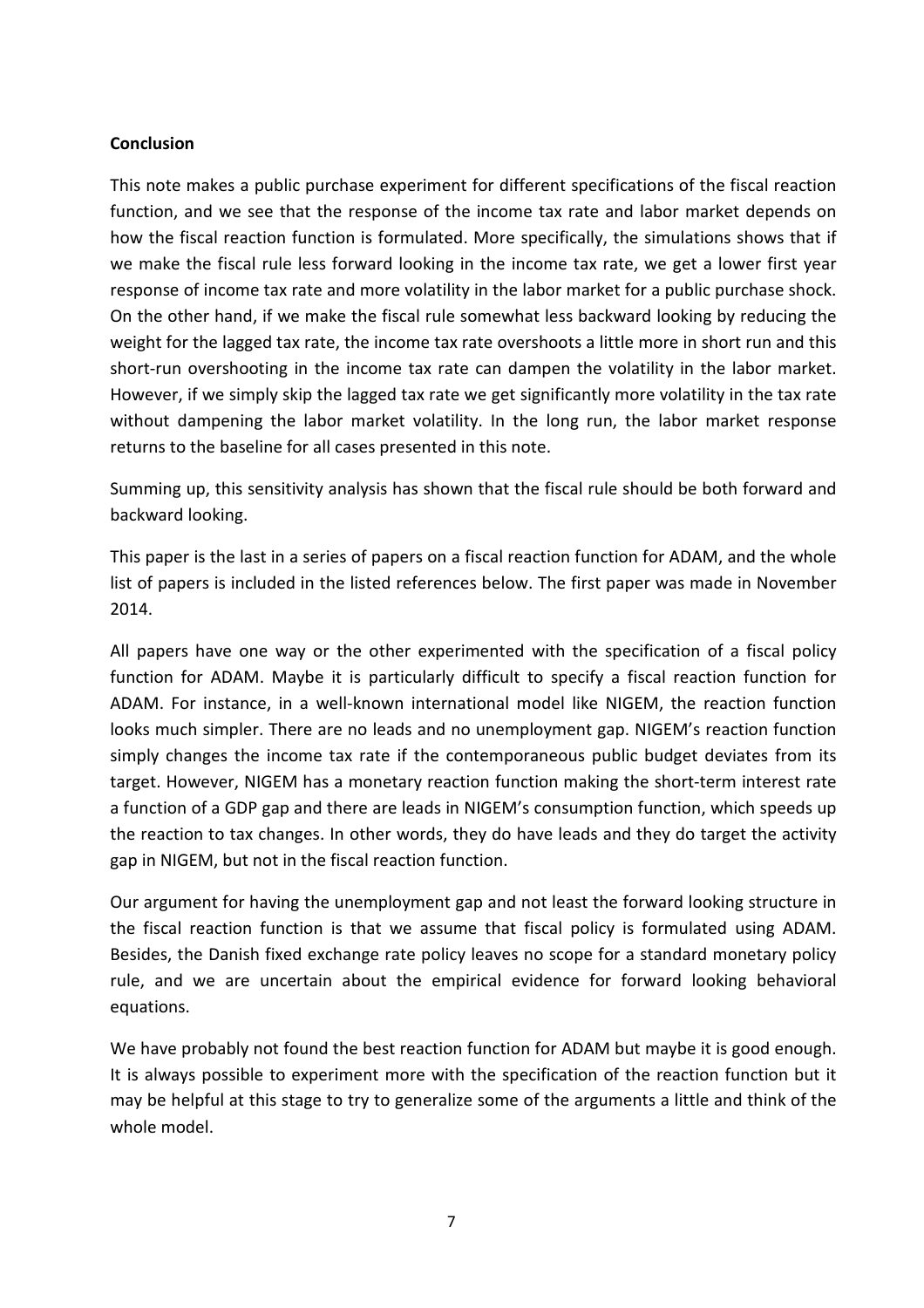**Conclusion**

This note makes a public purchase experiment for different specifications of the fiscal reaction function, and we see that the response of the income tax rate and labor market depends on how the fiscal reaction function is formulated. More specifically, the simulations shows that if we make the fiscal rule less forward looking in the income tax rate, we get a lower first year response of income tax rate and more volatility in the labor market for a public purchase shock. On the other hand, if we make the fiscal rule somewhat less backward looking by reducing the weight for the lagged tax rate, the income tax rate overshoots a little more in short run and this short-run overshooting in the income tax rate can dampen the volatility in the labor market. However, if we simply skip the lagged tax rate we get significantly more volatility in the tax rate without dampening the labor market volatility. In the long run, the labor market response returns to the baseline for all cases presented in this note.

Summing up, this sensitivity analysis has shown that the fiscal rule should be both forward and backward looking.

This paper is the last in a series of papers on a fiscal reaction function for ADAM, and the whole list of papers is included in the listed references below. The first paper was made in November 2014.

All papers have one way or the other experimented with the specification of a fiscal policy function for ADAM. Maybe it is particularly difficult to specify a fiscal reaction function for ADAM. For instance, in a well-known international model like NIGEM, the reaction function looks much simpler. There are no leads and no unemployment gap. NIGEM's reaction function simply changes the income tax rate if the contemporaneous public budget deviates from its target. However, NIGEM has a monetary reaction function making the short-term interest rate a function of a GDP gap and there are leads in NIGEM's consumption function, which speeds up the reaction to tax changes. In other words, they do have leads and they do target the activity gap in NIGEM, but not in the fiscal reaction function.

Our argument for having the unemployment gap and not least the forward looking structure in the fiscal reaction function is that we assume that fiscal policy is formulated using ADAM. Besides, the Danish fixed exchange rate policy leaves no scope for a standard monetary policy rule, and we are uncertain about the empirical evidence for forward looking behavioral equations.

We have probably not found the best reaction function for ADAM but maybe it is good enough. It is always possible to experiment more with the specification of the reaction function but it may be helpful at this stage to try to generalize some of the arguments a little and think of the whole model.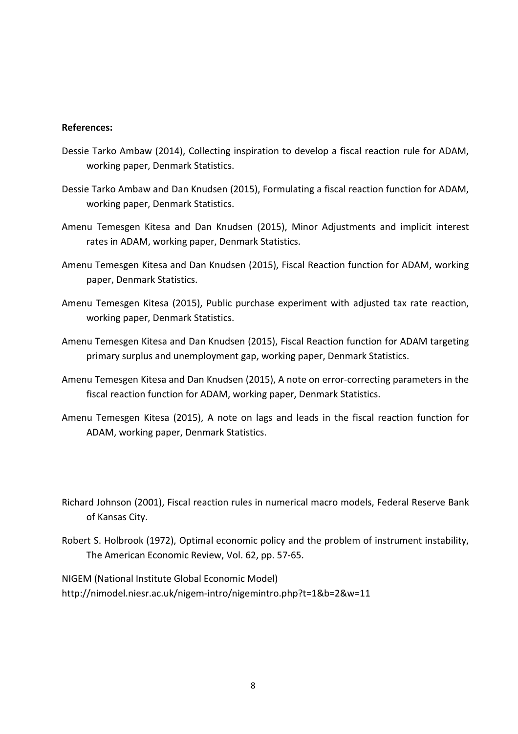**References:**

Dessie Tarko Ambaw (2014), Collecting inspiration to develop a fiscal reaction rule for ADAM, working paper, Denmark Statistics.

Dessie Tarko Ambaw and Dan Knudsen (2015), Formulating a fiscal reaction function for ADAM, working paper, Denmark Statistics.

Amenu Temesgen Kitesa and Dan Knudsen (2015), Minor Adjustments and implicit interest rates in ADAM, working paper, Denmark Statistics.

Amenu Temesgen Kitesa and Dan Knudsen (2015), Fiscal Reaction function for ADAM, working paper, Denmark Statistics.

Amenu Temesgen Kitesa (2015), Public purchase experiment with adjusted tax rate reaction, working paper, Denmark Statistics.

Amenu Temesgen Kitesa and Dan Knudsen (2015), Fiscal Reaction function for ADAM targeting primary surplus and unemployment gap, working paper, Denmark Statistics.

Amenu Temesgen Kitesa and Dan Knudsen (2015), A note on error-correcting parameters in the fiscal reaction function for ADAM, working paper, Denmark Statistics.

Amenu Temesgen Kitesa (2015), A note on lags and leads in the fiscal reaction function for ADAM, working paper, Denmark Statistics.

Richard Johnson (2001), Fiscal reaction rules in numerical macro models, Federal Reserve Bank of Kansas City.

Robert S. Holbrook (1972), Optimal economic policy and the problem of instrument instability, The American Economic Review, Vol. 62, pp. 57-65.

NIGEM (National Institute Global Economic Model)
http://nimodel.niesr.ac.uk/nigem-intro/nigemintro.php?t=1&b=2&w=11